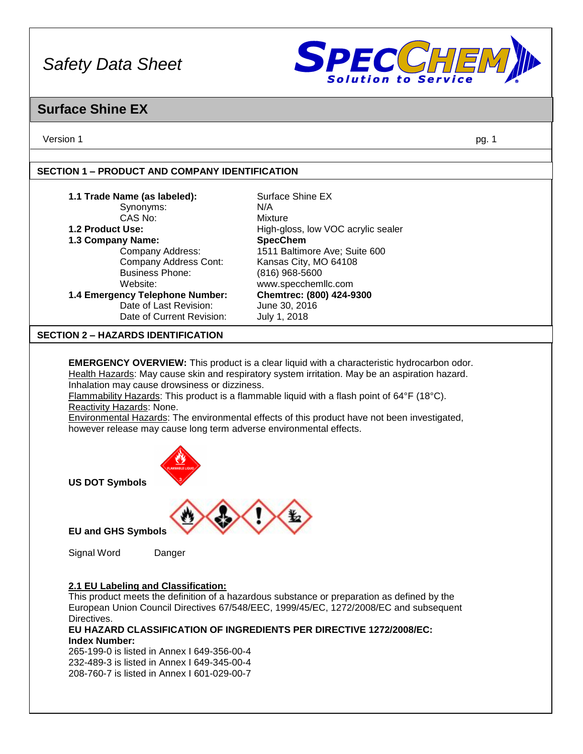# Safety Data Sheet

## Surface Shine EX

Version 1

## SECTION 1 – PRODUCT AND COMPANY IDENTIFICATION

| | |
|---|---|
| **1.1 Trade Name (as labeled):** | Surface Shine EX |
| Synonyms: | N/A |
| CAS No: | Mixture |
| **1.2 Product Use:** | High-gloss, low VOC acrylic sealer |
| **1.3 Company Name:** | **SpecChem** |
| Company Address: | 1511 Baltimore Ave; Suite 600 |
| Company Address Cont: | Kansas City, MO 64108 |
| Business Phone: | (816) 968-5600 |
| Website: | www.specchemllc.com |
| **1.4 Emergency Telephone Number:** | **Chemtrec: (800) 424-9300** |
| Date of Last Revision: | June 30, 2016 |
| Date of Current Revision: | July 1, 2018 |

## SECTION 2 – HAZARDS IDENTIFICATION

**EMERGENCY OVERVIEW:** This product is a clear liquid with a characteristic hydrocarbon odor.
Health Hazards: May cause skin and respiratory system irritation. May be an aspiration hazard. Inhalation may cause drowsiness or dizziness.
Flammability Hazards: This product is a flammable liquid with a flash point of 64°F (18°C).
Reactivity Hazards: None.
Environmental Hazards: The environmental effects of this product have not been investigated, however release may cause long term adverse environmental effects.

**US DOT Symbols**

**EU and GHS Symbols**

Signal Word Danger

**2.1 EU Labeling and Classification:**

This product meets the definition of a hazardous substance or preparation as defined by the European Union Council Directives 67/548/EEC, 1999/45/EC, 1272/2008/EC and subsequent Directives.

**EU HAZARD CLASSIFICATION OF INGREDIENTS PER DIRECTIVE 1272/2008/EC:**

**Index Number:**

265-199-0 is listed in Annex I 649-356-00-4
232-489-3 is listed in Annex I 649-345-00-4
208-760-7 is listed in Annex I 601-029-00-7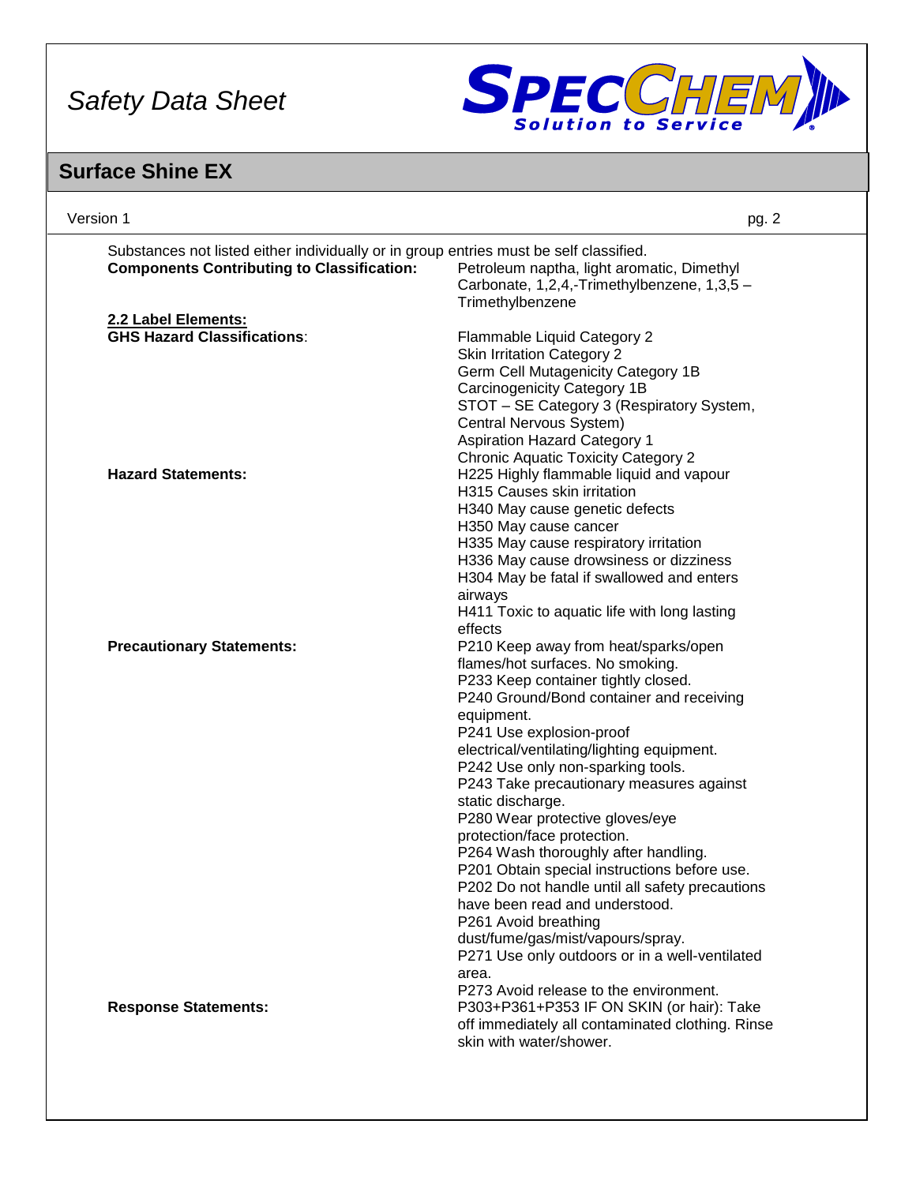Substances not listed either individually or in group entries must be self classified.

**Components Contributing to Classification:** Petroleum naptha, light aromatic, Dimethyl Carbonate, 1,2,4,-Trimethylbenzene, 1,3,5 – Trimethylbenzene

**2.2 Label Elements:**

**GHS Hazard Classifications**:

- Flammable Liquid Category 2
- Skin Irritation Category 2
- Germ Cell Mutagenicity Category 1B
- Carcinogenicity Category 1B
- STOT – SE Category 3 (Respiratory System, Central Nervous System)
- Aspiration Hazard Category 1
- Chronic Aquatic Toxicity Category 2

**Hazard Statements:**

- H225 Highly flammable liquid and vapour
- H315 Causes skin irritation
- H340 May cause genetic defects
- H350 May cause cancer
- H335 May cause respiratory irritation
- H336 May cause drowsiness or dizziness
- H304 May be fatal if swallowed and enters airways
- H411 Toxic to aquatic life with long lasting effects

**Precautionary Statements:**

- P210 Keep away from heat/sparks/open flames/hot surfaces. No smoking.
- P233 Keep container tightly closed.
- P240 Ground/Bond container and receiving equipment.
- P241 Use explosion-proof electrical/ventilating/lighting equipment.
- P242 Use only non-sparking tools.
- P243 Take precautionary measures against static discharge.
- P280 Wear protective gloves/eye protection/face protection.
- P264 Wash thoroughly after handling.
- P201 Obtain special instructions before use.
- P202 Do not handle until all safety precautions have been read and understood.
- P261 Avoid breathing dust/fume/gas/mist/vapours/spray.
- P271 Use only outdoors or in a well-ventilated area.
- P273 Avoid release to the environment.

**Response Statements:**

- P303+P361+P353 IF ON SKIN (or hair): Take off immediately all contaminated clothing. Rinse skin with water/shower.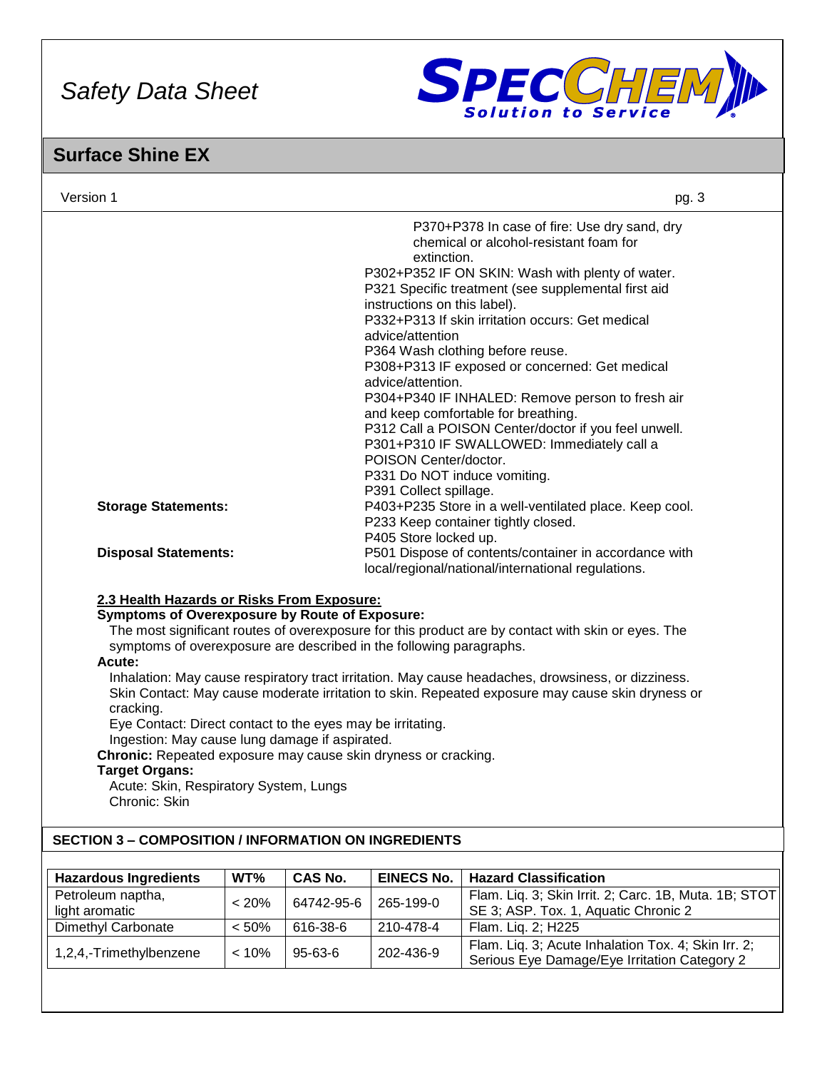P370+P378 In case of fire: Use dry sand, dry chemical or alcohol-resistant foam for extinction.
P302+P352 IF ON SKIN: Wash with plenty of water.
P321 Specific treatment (see supplemental first aid instructions on this label).
P332+P313 If skin irritation occurs: Get medical advice/attention
P364 Wash clothing before reuse.
P308+P313 IF exposed or concerned: Get medical advice/attention.
P304+P340 IF INHALED: Remove person to fresh air and keep comfortable for breathing.
P312 Call a POISON Center/doctor if you feel unwell.
P301+P310 IF SWALLOWED: Immediately call a POISON Center/doctor.
P331 Do NOT induce vomiting.
P391 Collect spillage.

**Storage Statements:**
P403+P235 Store in a well-ventilated place. Keep cool.
P233 Keep container tightly closed.
P405 Store locked up.

**Disposal Statements:**
P501 Dispose of contents/container in accordance with local/regional/national/international regulations.

**2.3 Health Hazards or Risks From Exposure:**

**Symptoms of Overexposure by Route of Exposure:**

The most significant routes of overexposure for this product are by contact with skin or eyes. The symptoms of overexposure are described in the following paragraphs.

**Acute:**

Inhalation: May cause respiratory tract irritation. May cause headaches, drowsiness, or dizziness.
Skin Contact: May cause moderate irritation to skin. Repeated exposure may cause skin dryness or cracking.
Eye Contact: Direct contact to the eyes may be irritating.
Ingestion: May cause lung damage if aspirated.

**Chronic:** Repeated exposure may cause skin dryness or cracking.

**Target Organs:**

Acute: Skin, Respiratory System, Lungs
Chronic: Skin

## SECTION 3 – COMPOSITION / INFORMATION ON INGREDIENTS

| Hazardous Ingredients | WT% | CAS No. | EINECS No. | Hazard Classification |
|---|---|---|---|---|
| Petroleum naptha, light aromatic | < 20% | 64742-95-6 | 265-199-0 | Flam. Liq. 3; Skin Irrit. 2; Carc. 1B, Muta. 1B; STOT SE 3; ASP. Tox. 1, Aquatic Chronic 2 |
| Dimethyl Carbonate | < 50% | 616-38-6 | 210-478-4 | Flam. Liq. 2; H225 |
| 1,2,4,-Trimethylbenzene | < 10% | 95-63-6 | 202-436-9 | Flam. Liq. 3; Acute Inhalation Tox. 4; Skin Irr. 2; Serious Eye Damage/Eye Irritation Category 2 |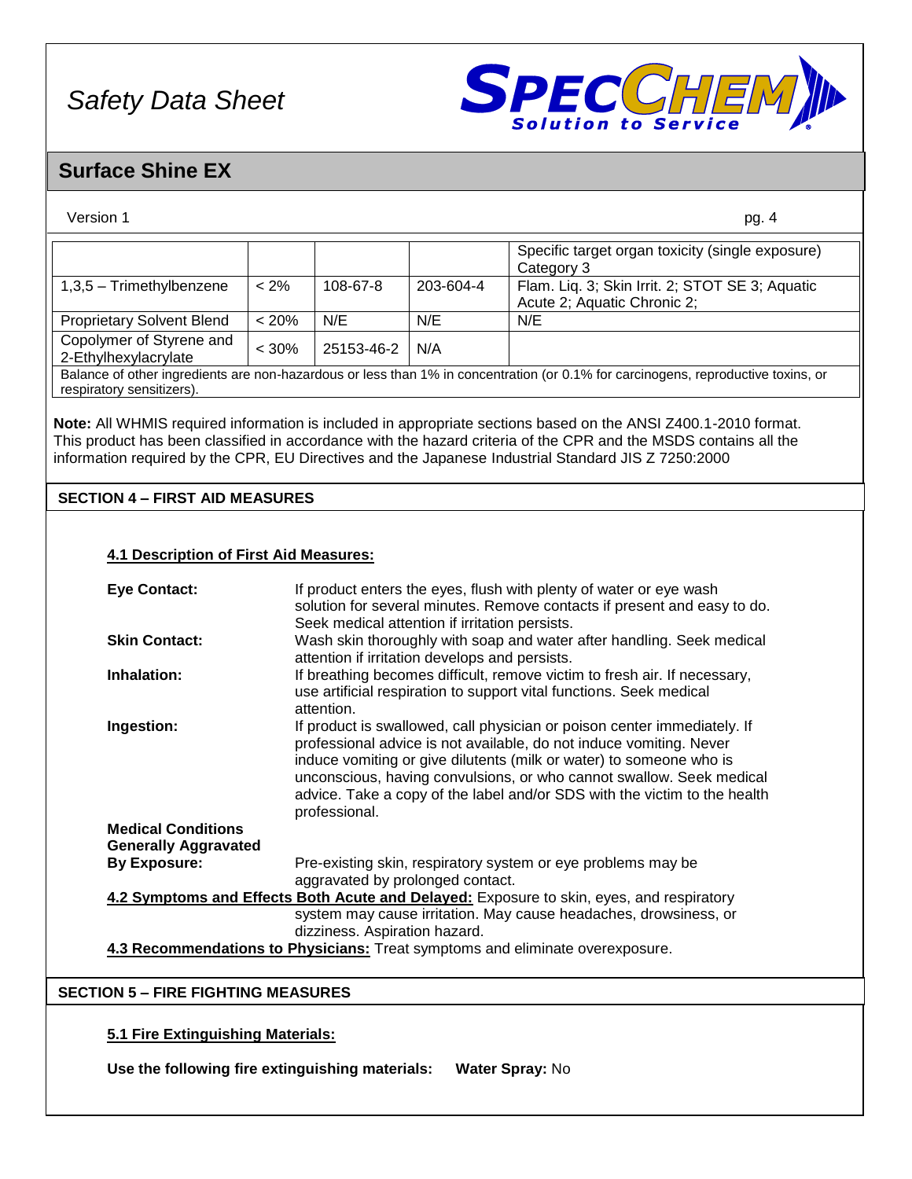# Safety Data Sheet

## Surface Shine EX

Version 1

| | | | | |
|---|---|---|---|---|
| | | | | Specific target organ toxicity (single exposure) Category 3 |
| 1,3,5 – Trimethylbenzene | < 2% | 108-67-8 | 203-604-4 | Flam. Liq. 3; Skin Irrit. 2; STOT SE 3; Aquatic Acute 2; Aquatic Chronic 2; |
| Proprietary Solvent Blend | < 20% | N/E | N/E | N/E |
| Copolymer of Styrene and 2-Ethylhexylacrylate | < 30% | 25153-46-2 | N/A | |
| Balance of other ingredients are non-hazardous or less than 1% in concentration (or 0.1% for carcinogens, reproductive toxins, or respiratory sensitizers). | | | | |

**Note:** All WHMIS required information is included in appropriate sections based on the ANSI Z400.1-2010 format. This product has been classified in accordance with the hazard criteria of the CPR and the MSDS contains all the information required by the CPR, EU Directives and the Japanese Industrial Standard JIS Z 7250:2000

## SECTION 4 – FIRST AID MEASURES

### 4.1 Description of First Aid Measures:

**Eye Contact:** If product enters the eyes, flush with plenty of water or eye wash solution for several minutes. Remove contacts if present and easy to do. Seek medical attention if irritation persists.

**Skin Contact:** Wash skin thoroughly with soap and water after handling. Seek medical attention if irritation develops and persists.

**Inhalation:** If breathing becomes difficult, remove victim to fresh air. If necessary, use artificial respiration to support vital functions. Seek medical attention.

**Ingestion:** If product is swallowed, call physician or poison center immediately. If professional advice is not available, do not induce vomiting. Never induce vomiting or give dilutents (milk or water) to someone who is unconscious, having convulsions, or who cannot swallow. Seek medical advice. Take a copy of the label and/or SDS with the victim to the health professional.

**Medical Conditions Generally Aggravated By Exposure:** Pre-existing skin, respiratory system or eye problems may be aggravated by prolonged contact.

**4.2 Symptoms and Effects Both Acute and Delayed:** Exposure to skin, eyes, and respiratory system may cause irritation. May cause headaches, drowsiness, or dizziness. Aspiration hazard.

**4.3 Recommendations to Physicians:** Treat symptoms and eliminate overexposure.

## SECTION 5 – FIRE FIGHTING MEASURES

### 5.1 Fire Extinguishing Materials:

**Use the following fire extinguishing materials:** **Water Spray:** No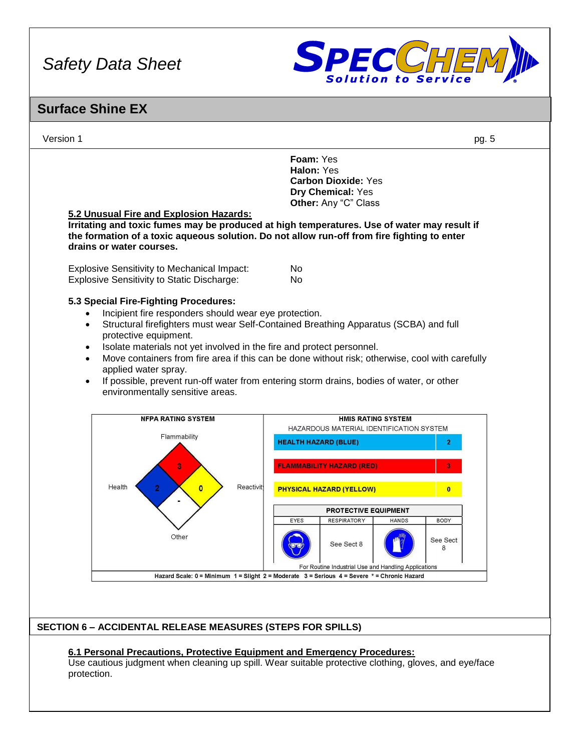**Foam:** Yes
**Halon:** Yes
**Carbon Dioxide:** Yes
**Dry Chemical:** Yes
**Other:** Any “C” Class

**5.2 Unusual Fire and Explosion Hazards:**

**Irritating and toxic fumes may be produced at high temperatures. Use of water may result if the formation of a toxic aqueous solution. Do not allow run-off from fire fighting to enter drains or water courses.**

| | |
|---|---|
| Explosive Sensitivity to Mechanical Impact: | No |
| Explosive Sensitivity to Static Discharge: | No |

**5.3 Special Fire-Fighting Procedures:**

- Incipient fire responders should wear eye protection.
- Structural firefighters must wear Self-Contained Breathing Apparatus (SCBA) and full protective equipment.
- Isolate materials not yet involved in the fire and protect personnel.
- Move containers from fire area if this can be done without risk; otherwise, cool with carefully applied water spray.
- If possible, prevent run-off water from entering storm drains, bodies of water, or other environmentally sensitive areas.

**NFPA RATING SYSTEM**

| Category | Rating |
|---|---|
| Flammability | 3 |
| Health | 2 |
| Reactivity | 0 |
| Other | - |

**HMIS RATING SYSTEM**

HAZARDOUS MATERIAL IDENTIFICATION SYSTEM

| Hazard | Rating |
|---|---|
| HEALTH HAZARD (BLUE) | 2 |
| FLAMMABILITY HAZARD (RED) | 3 |
| PHYSICAL HAZARD (YELLOW) | 0 |

**PROTECTIVE EQUIPMENT**

| EYES | RESPIRATORY | HANDS | BODY |
|---|---|---|---|
| Safety glasses | See Sect 8 | Gloves | See Sect 8 |

For Routine Industrial Use and Handling Applications

Hazard Scale: 0 = Minimum 1 = Slight 2 = Moderate 3 = Serious 4 = Severe * = Chronic Hazard

## SECTION 6 – ACCIDENTAL RELEASE MEASURES (STEPS FOR SPILLS)

**6.1 Personal Precautions, Protective Equipment and Emergency Procedures:**

Use cautious judgment when cleaning up spill. Wear suitable protective clothing, gloves, and eye/face protection.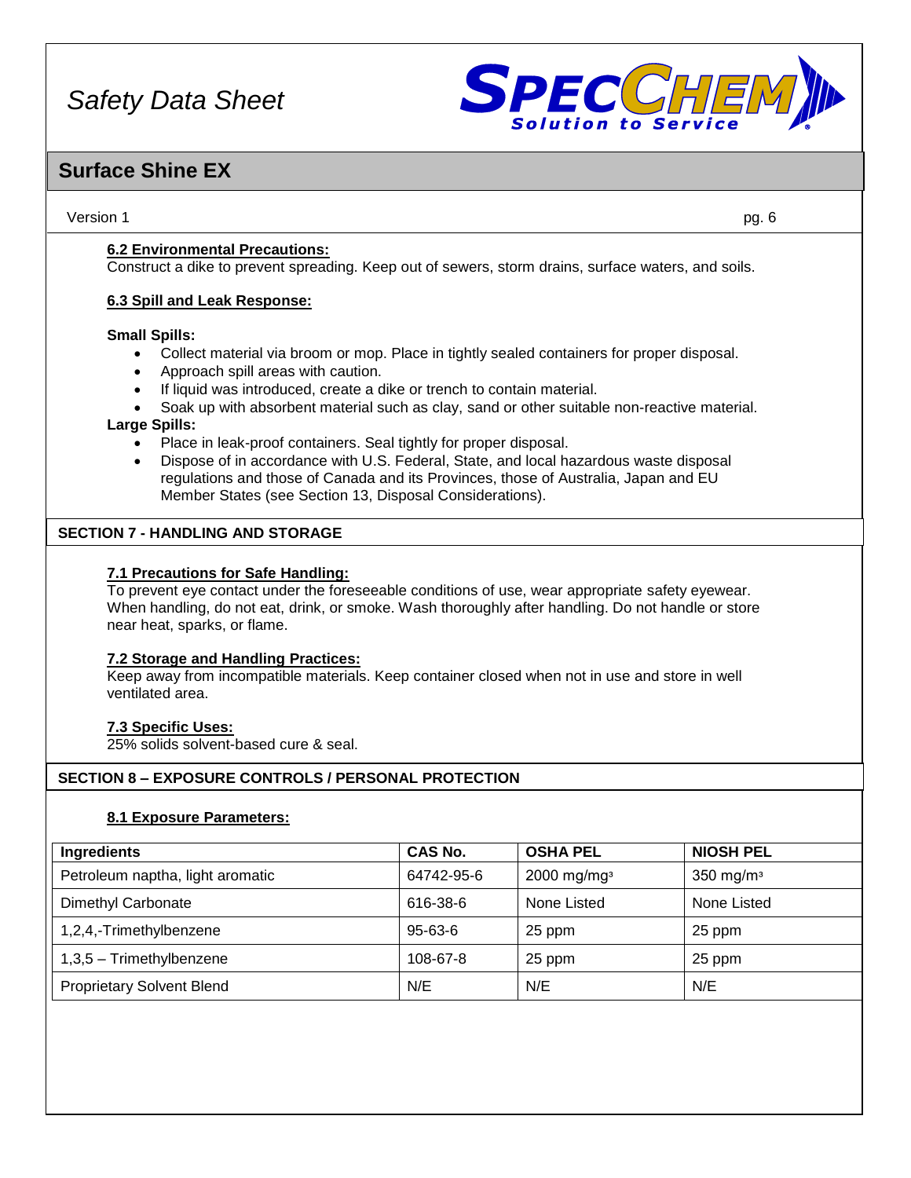#### 6.2 Environmental Precautions:

Construct a dike to prevent spreading. Keep out of sewers, storm drains, surface waters, and soils.

#### 6.3 Spill and Leak Response:

**Small Spills:**

- Collect material via broom or mop. Place in tightly sealed containers for proper disposal.
- Approach spill areas with caution.
- If liquid was introduced, create a dike or trench to contain material.
- Soak up with absorbent material such as clay, sand or other suitable non-reactive material.

**Large Spills:**

- Place in leak-proof containers. Seal tightly for proper disposal.
- Dispose of in accordance with U.S. Federal, State, and local hazardous waste disposal regulations and those of Canada and its Provinces, those of Australia, Japan and EU Member States (see Section 13, Disposal Considerations).

## SECTION 7 - HANDLING AND STORAGE

#### 7.1 Precautions for Safe Handling:

To prevent eye contact under the foreseeable conditions of use, wear appropriate safety eyewear. When handling, do not eat, drink, or smoke. Wash thoroughly after handling. Do not handle or store near heat, sparks, or flame.

#### 7.2 Storage and Handling Practices:

Keep away from incompatible materials. Keep container closed when not in use and store in well ventilated area.

#### 7.3 Specific Uses:

25% solids solvent-based cure & seal.

## SECTION 8 – EXPOSURE CONTROLS / PERSONAL PROTECTION

#### 8.1 Exposure Parameters:

| Ingredients | CAS No. | OSHA PEL | NIOSH PEL |
|---|---|---|---|
| Petroleum naptha, light aromatic | 64742-95-6 | 2000 mg/mg$^3$ | 350 mg/m$^3$ |
| Dimethyl Carbonate | 616-38-6 | None Listed | None Listed |
| 1,2,4,-Trimethylbenzene | 95-63-6 | 25 ppm | 25 ppm |
| 1,3,5 – Trimethylbenzene | 108-67-8 | 25 ppm | 25 ppm |
| Proprietary Solvent Blend | N/E | N/E | N/E |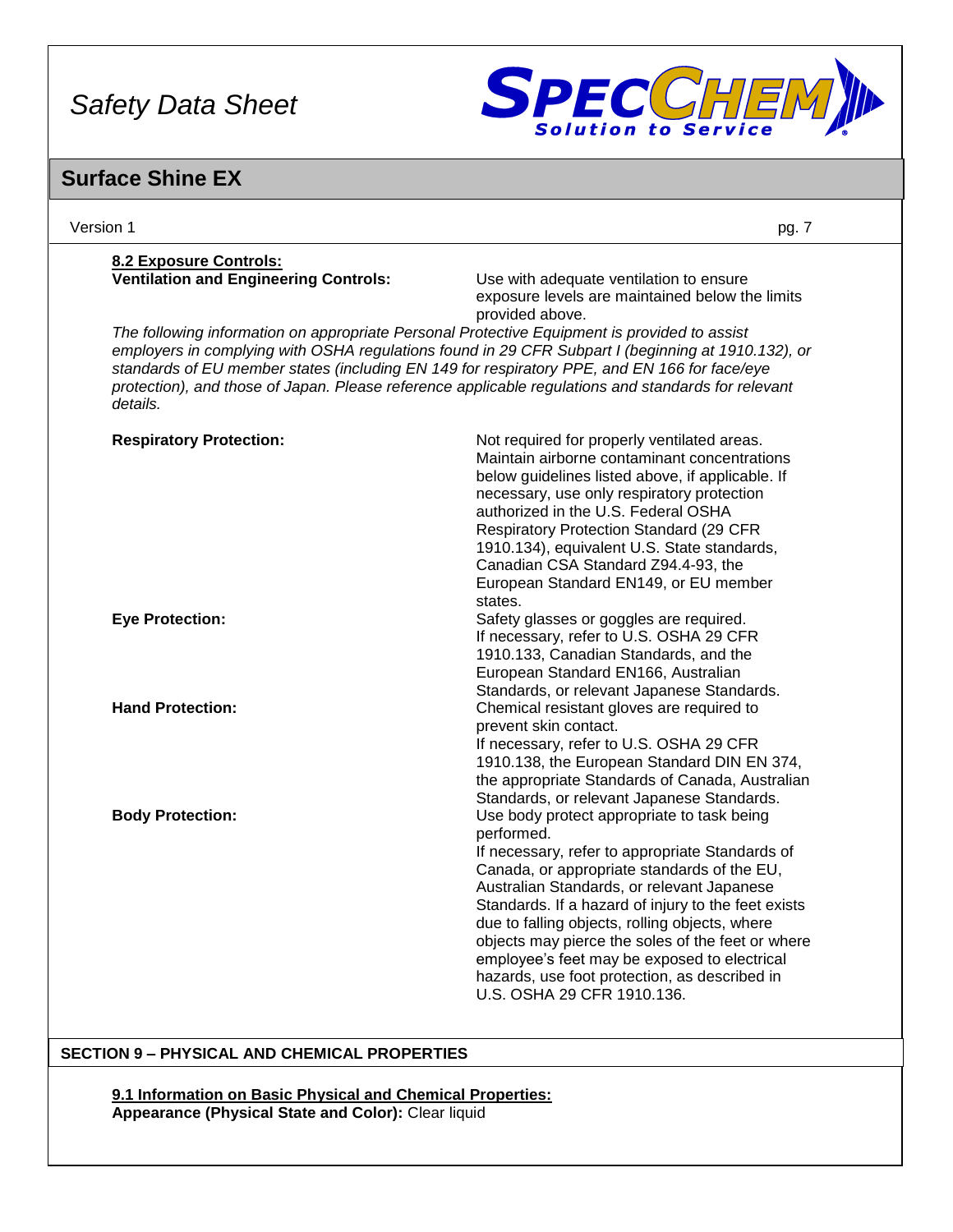**8.2 Exposure Controls:**

**Ventilation and Engineering Controls:** Use with adequate ventilation to ensure exposure levels are maintained below the limits provided above.

*The following information on appropriate Personal Protective Equipment is provided to assist employers in complying with OSHA regulations found in 29 CFR Subpart I (beginning at 1910.132), or standards of EU member states (including EN 149 for respiratory PPE, and EN 166 for face/eye protection), and those of Japan. Please reference applicable regulations and standards for relevant details.*

**Respiratory Protection:** Not required for properly ventilated areas. Maintain airborne contaminant concentrations below guidelines listed above, if applicable. If necessary, use only respiratory protection authorized in the U.S. Federal OSHA Respiratory Protection Standard (29 CFR 1910.134), equivalent U.S. State standards, Canadian CSA Standard Z94.4-93, the European Standard EN149, or EU member states.

**Eye Protection:** Safety glasses or goggles are required. If necessary, refer to U.S. OSHA 29 CFR 1910.133, Canadian Standards, and the European Standard EN166, Australian Standards, or relevant Japanese Standards.

**Hand Protection:** Chemical resistant gloves are required to prevent skin contact.
If necessary, refer to U.S. OSHA 29 CFR 1910.138, the European Standard DIN EN 374, the appropriate Standards of Canada, Australian Standards, or relevant Japanese Standards.

**Body Protection:** Use body protect appropriate to task being performed.
If necessary, refer to appropriate Standards of Canada, or appropriate standards of the EU, Australian Standards, or relevant Japanese Standards. If a hazard of injury to the feet exists due to falling objects, rolling objects, where objects may pierce the soles of the feet or where employee's feet may be exposed to electrical hazards, use foot protection, as described in U.S. OSHA 29 CFR 1910.136.

## SECTION 9 – PHYSICAL AND CHEMICAL PROPERTIES

**9.1 Information on Basic Physical and Chemical Properties:**

**Appearance (Physical State and Color):** Clear liquid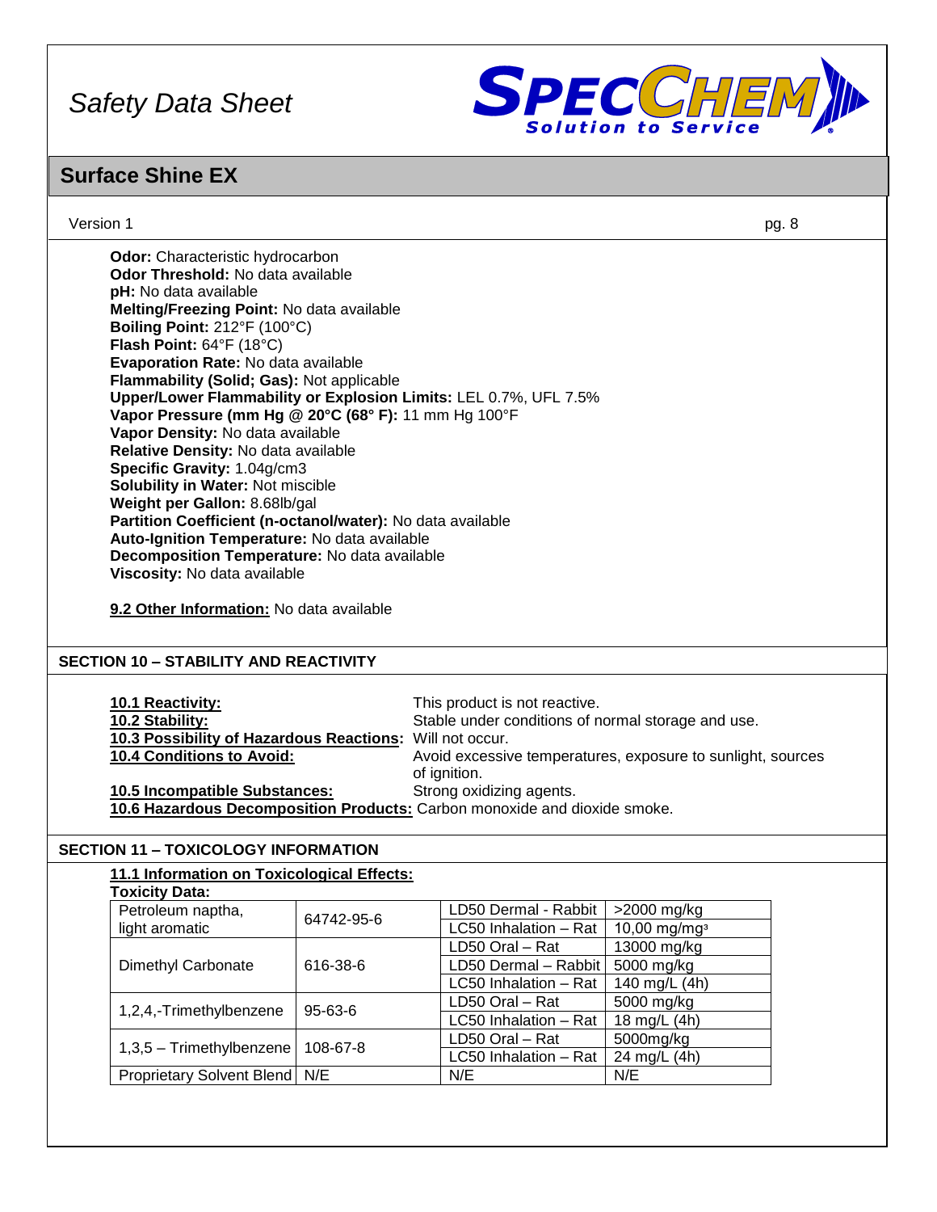**Odor:** Characteristic hydrocarbon
**Odor Threshold:** No data available
**pH:** No data available
**Melting/Freezing Point:** No data available
**Boiling Point:** 212°F (100°C)
**Flash Point:** 64°F (18°C)
**Evaporation Rate:** No data available
**Flammability (Solid; Gas):** Not applicable
**Upper/Lower Flammability or Explosion Limits:** LEL 0.7%, UFL 7.5%
**Vapor Pressure (mm Hg @ 20°C (68° F):** 11 mm Hg 100°F
**Vapor Density:** No data available
**Relative Density:** No data available
**Specific Gravity:** 1.04g/cm3
**Solubility in Water:** Not miscible
**Weight per Gallon:** 8.68lb/gal
**Partition Coefficient (n-octanol/water):** No data available
**Auto-Ignition Temperature:** No data available
**Decomposition Temperature:** No data available
**Viscosity:** No data available

**9.2 Other Information:** No data available

## SECTION 10 – STABILITY AND REACTIVITY

**10.1 Reactivity:** This product is not reactive.
**10.2 Stability:** Stable under conditions of normal storage and use.
**10.3 Possibility of Hazardous Reactions:** Will not occur.
**10.4 Conditions to Avoid:** Avoid excessive temperatures, exposure to sunlight, sources of ignition.
**10.5 Incompatible Substances:** Strong oxidizing agents.
**10.6 Hazardous Decomposition Products:** Carbon monoxide and dioxide smoke.

## SECTION 11 – TOXICOLOGY INFORMATION

**11.1 Information on Toxicological Effects:**
**Toxicity Data:**

| | | | |
|---|---|---|---|
| Petroleum naptha, light aromatic | 64742-95-6 | LD50 Dermal - Rabbit | >2000 mg/kg |
| | | LC50 Inhalation – Rat | 10,00 mg/mg³ |
| Dimethyl Carbonate | 616-38-6 | LD50 Oral – Rat | 13000 mg/kg |
| | | LD50 Dermal – Rabbit | 5000 mg/kg |
| | | LC50 Inhalation – Rat | 140 mg/L (4h) |
| 1,2,4,-Trimethylbenzene | 95-63-6 | LD50 Oral – Rat | 5000 mg/kg |
| | | LC50 Inhalation – Rat | 18 mg/L (4h) |
| 1,3,5 – Trimethylbenzene | 108-67-8 | LD50 Oral – Rat | 5000mg/kg |
| | | LC50 Inhalation – Rat | 24 mg/L (4h) |
| Proprietary Solvent Blend | N/E | N/E | N/E |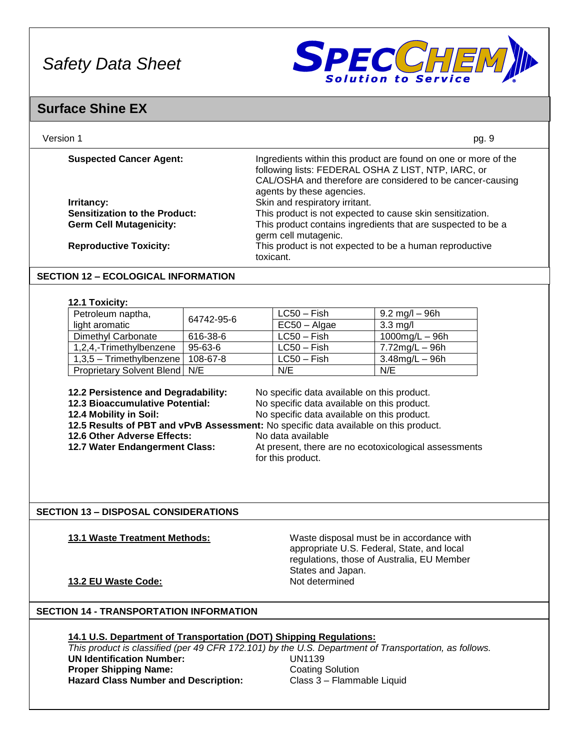**Suspected Cancer Agent:** Ingredients within this product are found on one or more of the following lists: FEDERAL OSHA Z LIST, NTP, IARC, or CAL/OSHA and therefore are considered to be cancer-causing agents by these agencies.

**Irritancy:** Skin and respiratory irritant.

**Sensitization to the Product:** This product is not expected to cause skin sensitization.

**Germ Cell Mutagenicity:** This product contains ingredients that are suspected to be a germ cell mutagenic.

**Reproductive Toxicity:** This product is not expected to be a human reproductive toxicant.

## SECTION 12 – ECOLOGICAL INFORMATION

**12.1 Toxicity:**

| | | | |
|---|---|---|---|
| Petroleum naptha, light aromatic | 64742-95-6 | LC50 – Fish | 9.2 mg/l – 96h |
| | | EC50 – Algae | 3.3 mg/l |
| Dimethyl Carbonate | 616-38-6 | LC50 – Fish | 1000mg/L – 96h |
| 1,2,4,-Trimethylbenzene | 95-63-6 | LC50 – Fish | 7.72mg/L – 96h |
| 1,3,5 – Trimethylbenzene | 108-67-8 | LC50 – Fish | 3.48mg/L – 96h |
| Proprietary Solvent Blend | N/E | N/E | N/E |

**12.2 Persistence and Degradability:** No specific data available on this product.

**12.3 Bioaccumulative Potential:** No specific data available on this product.

**12.4 Mobility in Soil:** No specific data available on this product.

**12.5 Results of PBT and vPvB Assessment:** No specific data available on this product.

**12.6 Other Adverse Effects:** No data available

**12.7 Water Endangerment Class:** At present, there are no ecotoxicological assessments for this product.

## SECTION 13 – DISPOSAL CONSIDERATIONS

**13.1 Waste Treatment Methods:** Waste disposal must be in accordance with appropriate U.S. Federal, State, and local regulations, those of Australia, EU Member States and Japan.

**13.2 EU Waste Code:** Not determined

## SECTION 14 - TRANSPORTATION INFORMATION

**14.1 U.S. Department of Transportation (DOT) Shipping Regulations:**

*This product is classified (per 49 CFR 172.101) by the U.S. Department of Transportation, as follows.*

**UN Identification Number:** UN1139

**Proper Shipping Name:** Coating Solution

**Hazard Class Number and Description:** Class 3 – Flammable Liquid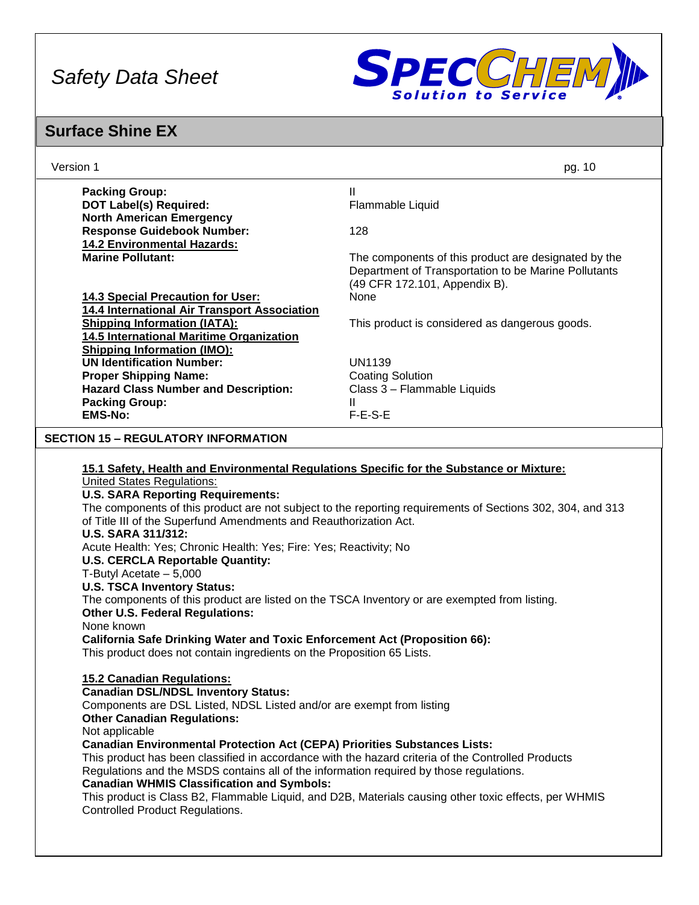| | |
|---|---|
| **Packing Group:** | II |
| **DOT Label(s) Required:** | Flammable Liquid |
| **North American Emergency Response Guidebook Number:** | 128 |
| **14.2 Environmental Hazards:** | |
| **Marine Pollutant:** | The components of this product are designated by the Department of Transportation to be Marine Pollutants (49 CFR 172.101, Appendix B). |
| **14.3 Special Precaution for User:** | None |
| **14.4 International Air Transport Association Shipping Information (IATA):** | This product is considered as dangerous goods. |
| **14.5 International Maritime Organization Shipping Information (IMO):** | |
| **UN Identification Number:** | UN1139 |
| **Proper Shipping Name:** | Coating Solution |
| **Hazard Class Number and Description:** | Class 3 – Flammable Liquids |
| **Packing Group:** | II |
| **EMS-No:** | F-E-S-E |

## SECTION 15 – REGULATORY INFORMATION

**15.1 Safety, Health and Environmental Regulations Specific for the Substance or Mixture:**

United States Regulations:

**U.S. SARA Reporting Requirements:**
The components of this product are not subject to the reporting requirements of Sections 302, 304, and 313 of Title III of the Superfund Amendments and Reauthorization Act.

**U.S. SARA 311/312:**
Acute Health: Yes; Chronic Health: Yes; Fire: Yes; Reactivity; No

**U.S. CERCLA Reportable Quantity:**
T-Butyl Acetate – 5,000

**U.S. TSCA Inventory Status:**
The components of this product are listed on the TSCA Inventory or are exempted from listing.

**Other U.S. Federal Regulations:**
None known

**California Safe Drinking Water and Toxic Enforcement Act (Proposition 66):**
This product does not contain ingredients on the Proposition 65 Lists.

**15.2 Canadian Regulations:**

**Canadian DSL/NDSL Inventory Status:**
Components are DSL Listed, NDSL Listed and/or are exempt from listing

**Other Canadian Regulations:**
Not applicable

**Canadian Environmental Protection Act (CEPA) Priorities Substances Lists:**
This product has been classified in accordance with the hazard criteria of the Controlled Products Regulations and the MSDS contains all of the information required by those regulations.

**Canadian WHMIS Classification and Symbols:**
This product is Class B2, Flammable Liquid, and D2B, Materials causing other toxic effects, per WHMIS Controlled Product Regulations.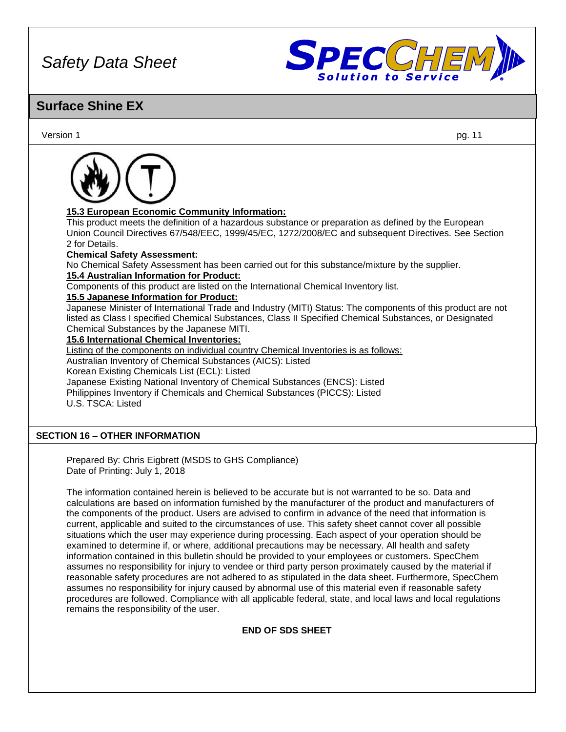**15.3 European Economic Community Information:**

This product meets the definition of a hazardous substance or preparation as defined by the European Union Council Directives 67/548/EEC, 1999/45/EC, 1272/2008/EC and subsequent Directives. See Section 2 for Details.

**Chemical Safety Assessment:**

No Chemical Safety Assessment has been carried out for this substance/mixture by the supplier.

**15.4 Australian Information for Product:**

Components of this product are listed on the International Chemical Inventory list.

**15.5 Japanese Information for Product:**

Japanese Minister of International Trade and Industry (MITI) Status: The components of this product are not listed as Class I specified Chemical Substances, Class II Specified Chemical Substances, or Designated Chemical Substances by the Japanese MITI.

**15.6 International Chemical Inventories:**

Listing of the components on individual country Chemical Inventories is as follows:

Australian Inventory of Chemical Substances (AICS): Listed
Korean Existing Chemicals List (ECL): Listed
Japanese Existing National Inventory of Chemical Substances (ENCS): Listed
Philippines Inventory if Chemicals and Chemical Substances (PICCS): Listed
U.S. TSCA: Listed

## SECTION 16 – OTHER INFORMATION

Prepared By: Chris Eigbrett (MSDS to GHS Compliance)
Date of Printing: July 1, 2018

The information contained herein is believed to be accurate but is not warranted to be so. Data and calculations are based on information furnished by the manufacturer of the product and manufacturers of the components of the product. Users are advised to confirm in advance of the need that information is current, applicable and suited to the circumstances of use. This safety sheet cannot cover all possible situations which the user may experience during processing. Each aspect of your operation should be examined to determine if, or where, additional precautions may be necessary. All health and safety information contained in this bulletin should be provided to your employees or customers. SpecChem assumes no responsibility for injury to vendee or third party person proximately caused by the material if reasonable safety procedures are not adhered to as stipulated in the data sheet. Furthermore, SpecChem assumes no responsibility for injury caused by abnormal use of this material even if reasonable safety procedures are followed. Compliance with all applicable federal, state, and local laws and local regulations remains the responsibility of the user.

**END OF SDS SHEET**